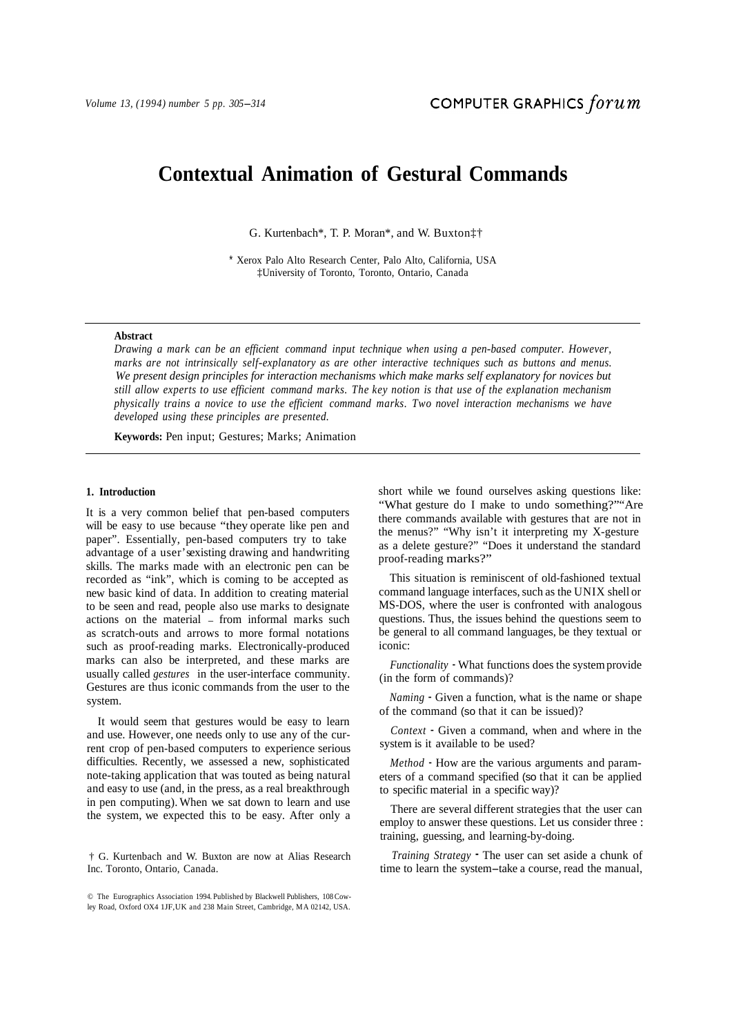# Contextual Animation of Gestural Commands

G. Kurtenbach*, T. P. Moran*, and W. Buxton‡†

\* Xerox Palo Alto Research Center, Palo Alto, California, USA
‡University of Toronto, Toronto, Ontario, Canada

**Abstract**

*Drawing a mark can be an efficient command input technique when using a pen-based computer. However, marks are not intrinsically self-explanatory as are other interactive techniques such as buttons and menus. We present design principles for interaction mechanisms which make marks self explanatory for novices but still allow experts to use efficient command marks. The key notion is that use of the explanation mechanism physically trains a novice to use the efficient command marks. Two novel interaction mechanisms we have developed using these principles are presented.*

**Keywords:** Pen input; Gestures; Marks; Animation

## 1. Introduction

It is a very common belief that pen-based computers will be easy to use because "they operate like pen and paper". Essentially, pen-based computers try to take advantage of a user's existing drawing and handwriting skills. The marks made with an electronic pen can be recorded as "ink", which is coming to be accepted as new basic kind of data. In addition to creating material to be seen and read, people also use marks to designate actions on the material – from informal marks such as scratch-outs and arrows to more formal notations such as proof-reading marks. Electronically-produced marks can also be interpreted, and these marks are usually called *gestures* in the user-interface community. Gestures are thus iconic commands from the user to the system.

It would seem that gestures would be easy to learn and use. However, one needs only to use any of the current crop of pen-based computers to experience serious difficulties. Recently, we assessed a new, sophisticated note-taking application that was touted as being natural and easy to use (and, in the press, as a real breakthrough in pen computing). When we sat down to learn and use the system, we expected this to be easy. After only a short while we found ourselves asking questions like: "What gesture do I make to undo something?" "Are there commands available with gestures that are not in the menus?" "Why isn't it interpreting my X-gesture as a delete gesture?" "Does it understand the standard proof-reading marks?"

This situation is reminiscent of old-fashioned textual command language interfaces, such as the UNIX shell or MS-DOS, where the user is confronted with analogous questions. Thus, the issues behind the questions seem to be general to all command languages, be they textual or iconic:

*Functionality* - What functions does the system provide (in the form of commands)?

*Naming* - Given a function, what is the name or shape of the command (so that it can be issued)?

*Context* - Given a command, when and where in the system is it available to be used?

*Method* - How are the various arguments and parameters of a command specified (so that it can be applied to specific material in a specific way)?

There are several different strategies that the user can employ to answer these questions. Let us consider three : training, guessing, and learning-by-doing.

*Training Strategy* - The user can set aside a chunk of time to learn the system–take a course, read the manual,

† G. Kurtenbach and W. Buxton are now at Alias Research Inc. Toronto, Ontario, Canada.

© The Eurographics Association 1994. Published by Blackwell Publishers, 108 Cowley Road, Oxford OX4 1JF, UK and 238 Main Street, Cambridge, MA 02142, USA.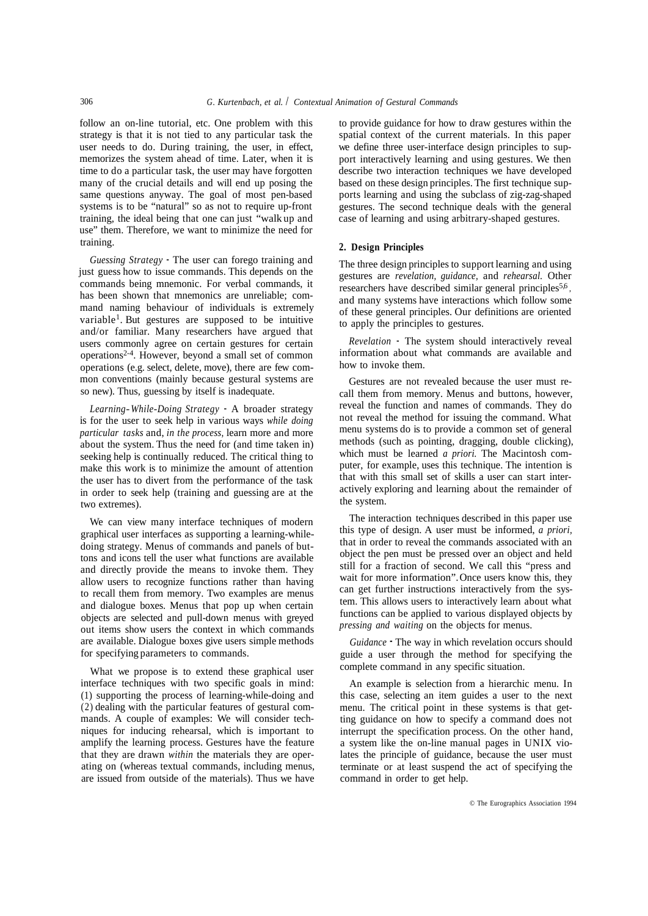follow an on-line tutorial, etc. One problem with this strategy is that it is not tied to any particular task the user needs to do. During training, the user, in effect, memorizes the system ahead of time. Later, when it is time to do a particular task, the user may have forgotten many of the crucial details and will end up posing the same questions anyway. The goal of most pen-based systems is to be "natural" so as not to require up-front training, the ideal being that one can just "walk up and use" them. Therefore, we want to minimize the need for training.

*Guessing Strategy* - The user can forego training and just guess how to issue commands. This depends on the commands being mnemonic. For verbal commands, it has been shown that mnemonics are unreliable; command naming behaviour of individuals is extremely variable[1]. But gestures are supposed to be intuitive and/or familiar. Many researchers have argued that users commonly agree on certain gestures for certain operations[2-4]. However, beyond a small set of common operations (e.g. select, delete, move), there are few common conventions (mainly because gestural systems are so new). Thus, guessing by itself is inadequate.

*Learning-While-Doing Strategy* - A broader strategy is for the user to seek help in various ways *while doing particular tasks* and, *in the process,* learn more and more about the system. Thus the need for (and time taken in) seeking help is continually reduced. The critical thing to make this work is to minimize the amount of attention the user has to divert from the performance of the task in order to seek help (training and guessing are at the two extremes).

We can view many interface techniques of modern graphical user interfaces as supporting a learning-while-doing strategy. Menus of commands and panels of buttons and icons tell the user what functions are available and directly provide the means to invoke them. They allow users to recognize functions rather than having to recall them from memory. Two examples are menus and dialogue boxes. Menus that pop up when certain objects are selected and pull-down menus with greyed out items show users the context in which commands are available. Dialogue boxes give users simple methods for specifying parameters to commands.

What we propose is to extend these graphical user interface techniques with two specific goals in mind: (1) supporting the process of learning-while-doing and (2) dealing with the particular features of gestural commands. A couple of examples: We will consider techniques for inducing rehearsal, which is important to amplify the learning process. Gestures have the feature that they are drawn *within* the materials they are operating on (whereas textual commands, including menus, are issued from outside of the materials). Thus we have to provide guidance for how to draw gestures within the spatial context of the current materials. In this paper we define three user-interface design principles to support interactively learning and using gestures. We then describe two interaction techniques we have developed based on these design principles. The first technique supports learning and using the subclass of zig-zag-shaped gestures. The second technique deals with the general case of learning and using arbitrary-shaped gestures.

## 2. Design Principles

The three design principles to support learning and using gestures are *revelation, guidance,* and *rehearsal.* Other researchers have described similar general principles[5,6], and many systems have interactions which follow some of these general principles. Our definitions are oriented to apply the principles to gestures.

*Revelation* - The system should interactively reveal information about what commands are available and how to invoke them.

Gestures are not revealed because the user must recall them from memory. Menus and buttons, however, reveal the function and names of commands. They do not reveal the method for issuing the command. What menu systems do is to provide a common set of general methods (such as pointing, dragging, double clicking), which must be learned *a priori.* The Macintosh computer, for example, uses this technique. The intention is that with this small set of skills a user can start interactively exploring and learning about the remainder of the system.

The interaction techniques described in this paper use this type of design. A user must be informed, *a priori,* that in order to reveal the commands associated with an object the pen must be pressed over an object and held still for a fraction of second. We call this "press and wait for more information". Once users know this, they can get further instructions interactively from the system. This allows users to interactively learn about what functions can be applied to various displayed objects by *pressing and waiting* on the objects for menus.

*Guidance* - The way in which revelation occurs should guide a user through the method for specifying the complete command in any specific situation.

An example is selection from a hierarchic menu. In this case, selecting an item guides a user to the next menu. The critical point in these systems is that getting guidance on how to specify a command does not interrupt the specification process. On the other hand, a system like the on-line manual pages in UNIX violates the principle of guidance, because the user must terminate or at least suspend the act of specifying the command in order to get help.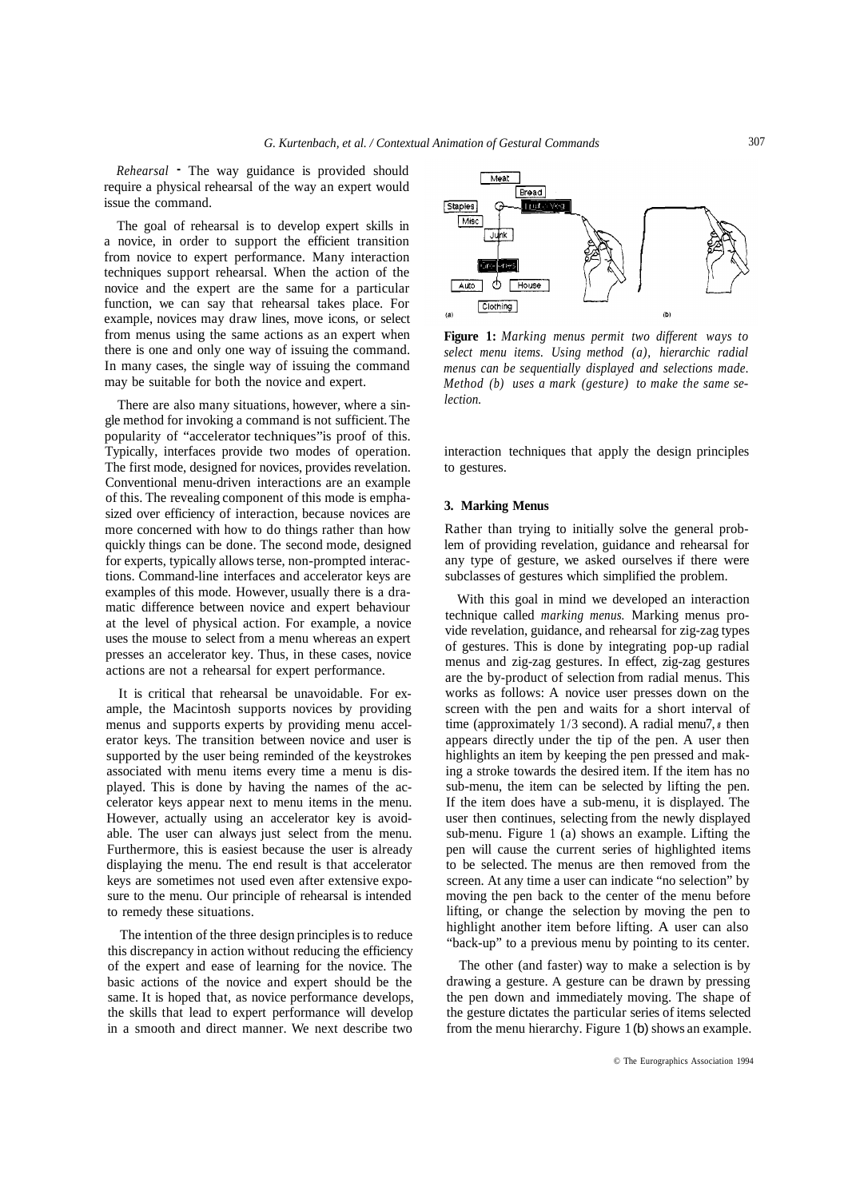*Rehearsal* - The way guidance is provided should require a physical rehearsal of the way an expert would issue the command.

The goal of rehearsal is to develop expert skills in a novice, in order to support the efficient transition from novice to expert performance. Many interaction techniques support rehearsal. When the action of the novice and the expert are the same for a particular function, we can say that rehearsal takes place. For example, novices may draw lines, move icons, or select from menus using the same actions as an expert when there is one and only one way of issuing the command. In many cases, the single way of issuing the command may be suitable for both the novice and expert.

There are also many situations, however, where a single method for invoking a command is not sufficient. The popularity of "accelerator techniques" is proof of this. Typically, interfaces provide two modes of operation. The first mode, designed for novices, provides revelation. Conventional menu-driven interactions are an example of this. The revealing component of this mode is emphasized over efficiency of interaction, because novices are more concerned with how to do things rather than how quickly things can be done. The second mode, designed for experts, typically allows terse, non-prompted interactions. Command-line interfaces and accelerator keys are examples of this mode. However, usually there is a dramatic difference between novice and expert behaviour at the level of physical action. For example, a novice uses the mouse to select from a menu whereas an expert presses an accelerator key. Thus, in these cases, novice actions are not a rehearsal for expert performance.

It is critical that rehearsal be unavoidable. For example, the Macintosh supports novices by providing menus and supports experts by providing menu accelerator keys. The transition between novice and user is supported by the user being reminded of the keystrokes associated with menu items every time a menu is displayed. This is done by having the names of the accelerator keys appear next to menu items in the menu. However, actually using an accelerator key is avoidable. The user can always just select from the menu. Furthermore, this is easiest because the user is already displaying the menu. The end result is that accelerator keys are sometimes not used even after extensive exposure to the menu. Our principle of rehearsal is intended to remedy these situations.

The intention of the three design principles is to reduce this discrepancy in action without reducing the efficiency of the expert and ease of learning for the novice. The basic actions of the novice and expert should be the same. It is hoped that, as novice performance develops, the skills that lead to expert performance will develop in a smooth and direct manner. We next describe two interaction techniques that apply the design principles to gestures.

**Figure 1:** *Marking menus permit two different ways to select menu items. Using method (a), hierarchic radial menus can be sequentially displayed and selections made. Method (b) uses a mark (gesture) to make the same selection.*

## 3. Marking Menus

Rather than trying to initially solve the general problem of providing revelation, guidance and rehearsal for any type of gesture, we asked ourselves if there were subclasses of gestures which simplified the problem.

With this goal in mind we developed an interaction technique called *marking menus.* Marking menus provide revelation, guidance, and rehearsal for zig-zag types of gestures. This is done by integrating pop-up radial menus and zig-zag gestures. In effect, zig-zag gestures are the by-product of selection from radial menus. This works as follows: A novice user presses down on the screen with the pen and waits for a short interval of time (approximately 1/3 second). A radial menu[7, 8] then appears directly under the tip of the pen. A user then highlights an item by keeping the pen pressed and making a stroke towards the desired item. If the item has no sub-menu, the item can be selected by lifting the pen. If the item does have a sub-menu, it is displayed. The user then continues, selecting from the newly displayed sub-menu. Figure 1 (a) shows an example. Lifting the pen will cause the current series of highlighted items to be selected. The menus are then removed from the screen. At any time a user can indicate "no selection" by moving the pen back to the center of the menu before lifting, or change the selection by moving the pen to highlight another item before lifting. A user can also "back-up" to a previous menu by pointing to its center.

The other (and faster) way to make a selection is by drawing a gesture. A gesture can be drawn by pressing the pen down and immediately moving. The shape of the gesture dictates the particular series of items selected from the menu hierarchy. Figure 1 (b) shows an example.

© The Eurographics Association 1994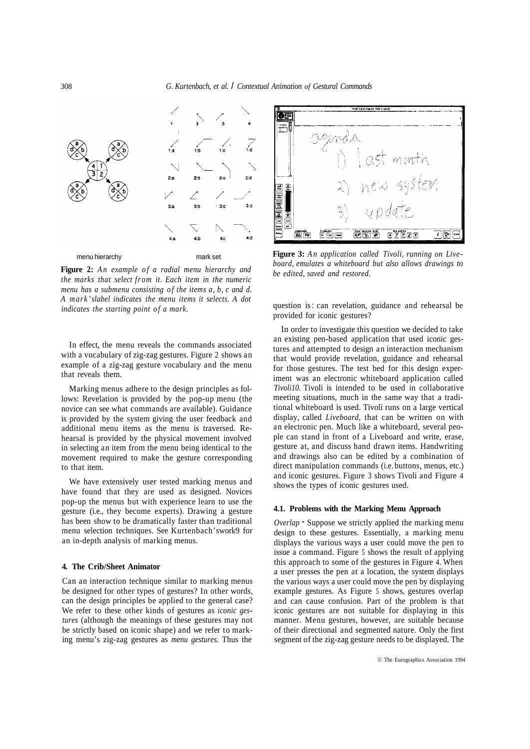menu hierarchy mark set

**Figure 2:** *An example of a radial menu hierarchy and the marks that select from it. Each item in the numeric menu has a submenu consisting of the items a, b, c and d. A mark's label indicates the menu items it selects. A dot indicates the starting point of a mark.*

In effect, the menu reveals the commands associated with a vocabulary of zig-zag gestures. Figure 2 shows an example of a zig-zag gesture vocabulary and the menu that reveals them.

Marking menus adhere to the design principles as follows: Revelation is provided by the pop-up menu (the novice can see what commands are available). Guidance is provided by the system giving the user feedback and additional menu items as the menu is traversed. Rehearsal is provided by the physical movement involved in selecting an item from the menu being identical to the movement required to make the gesture corresponding to that item.

We have extensively user tested marking menus and have found that they are used as designed. Novices pop-up the menus but with experience learn to use the gesture (i.e., they become experts). Drawing a gesture has been show to be dramatically faster than traditional menu selection techniques. See Kurtenbach's work9 for an in-depth analysis of marking menus.

## 4. The Crib/Sheet Animator

Can an interaction technique similar to marking menus be designed for other types of gestures? In other words, can the design principles be applied to the general case? We refer to these other kinds of gestures as *iconic gestures* (although the meanings of these gestures may not be strictly based on iconic shape) and we refer to marking menu's zig-zag gestures as *menu gestures.* Thus the question is: can revelation, guidance and rehearsal be provided for iconic gestures?

**Figure 3:** *An application called Tivoli, running on Liveboard, emulates a whiteboard but also allows drawings to be edited, saved and restored.*

In order to investigate this question we decided to take an existing pen-based application that used iconic gestures and attempted to design an interaction mechanism that would provide revelation, guidance and rehearsal for those gestures. The test bed for this design experiment was an electronic whiteboard application called *Tivoli10.* Tivoli is intended to be used in collaborative meeting situations, much in the same way that a traditional whiteboard is used. Tivoli runs on a large vertical display, called *Liveboard,* that can be written on with an electronic pen. Much like a whiteboard, several people can stand in front of a Liveboard and write, erase, gesture at, and discuss hand drawn items. Handwriting and drawings also can be edited by a combination of direct manipulation commands (i.e. buttons, menus, etc.) and iconic gestures. Figure 3 shows Tivoli and Figure 4 shows the types of iconic gestures used.

### 4.1. Problems with the Marking Menu Approach

*Overlap* - Suppose we strictly applied the marking menu design to these gestures. Essentially, a marking menu displays the various ways a user could move the pen to issue a command. Figure 5 shows the result of applying this approach to some of the gestures in Figure 4. When a user presses the pen at a location, the system displays the various ways a user could move the pen by displaying example gestures. As Figure 5 shows, gestures overlap and can cause confusion. Part of the problem is that iconic gestures are not suitable for displaying in this manner. Menu gestures, however, are suitable because of their directional and segmented nature. Only the first segment of the zig-zag gesture needs to be displayed. The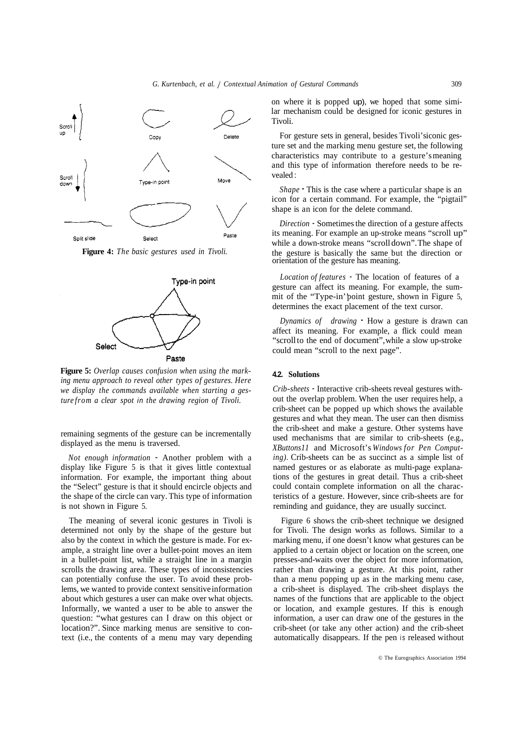**Figure 4:** *The basic gestures used in Tivoli.*

**Figure 5:** *Overlap causes confusion when using the marking menu approach to reveal other types of gestures. Here we display the commands available when starting a gesture from a clear spot in the drawing region of Tivoli.*

remaining segments of the gesture can be incrementally displayed as the menu is traversed.

*Not enough information* - Another problem with a display like Figure 5 is that it gives little contextual information. For example, the important thing about the "Select" gesture is that it should encircle objects and the shape of the circle can vary. This type of information is not shown in Figure 5.

The meaning of several iconic gestures in Tivoli is determined not only by the shape of the gesture but also by the context in which the gesture is made. For example, a straight line over a bullet-point moves an item in a bullet-point list, while a straight line in a margin scrolls the drawing area. These types of inconsistencies can potentially confuse the user. To avoid these problems, we wanted to provide context sensitive information about which gestures a user can make over what objects. Informally, we wanted a user to be able to answer the question: "what gestures can I draw on this object or location?". Since marking menus are sensitive to context (i.e., the contents of a menu may vary depending on where it is popped up), we hoped that some similar mechanism could be designed for iconic gestures in Tivoli.

For gesture sets in general, besides Tivoli's iconic gesture set and the marking menu gesture set, the following characteristics may contribute to a gesture's meaning and this type of information therefore needs to be revealed:

*Shape* - This is the case where a particular shape is an icon for a certain command. For example, the "pigtail" shape is an icon for the delete command.

*Direction* - Sometimes the direction of a gesture affects its meaning. For example an up-stroke means "scroll up" while a down-stroke means "scroll down". The shape of the gesture is basically the same but the direction or orientation of the gesture has meaning.

*Location of features* - The location of features of a gesture can affect its meaning. For example, the summit of the "Type-in" point gesture, shown in Figure 5, determines the exact placement of the text cursor.

*Dynamics of drawing* - How a gesture is drawn can affect its meaning. For example, a flick could mean "scroll to the end of document", while a slow up-stroke could mean "scroll to the next page".

### 4.2. Solutions

*Crib-sheets* - Interactive crib-sheets reveal gestures without the overlap problem. When the user requires help, a crib-sheet can be popped up which shows the available gestures and what they mean. The user can then dismiss the crib-sheet and make a gesture. Other systems have used mechanisms that are similar to crib-sheets (e.g., *XButtons11* and Microsoft's *Windows for Pen Computing)*. Crib-sheets can be as succinct as a simple list of named gestures or as elaborate as multi-page explanations of the gestures in great detail. Thus a crib-sheet could contain complete information on all the characteristics of a gesture. However, since crib-sheets are for reminding and guidance, they are usually succinct.

Figure 6 shows the crib-sheet technique we designed for Tivoli. The design works as follows. Similar to a marking menu, if one doesn't know what gestures can be applied to a certain object or location on the screen, one presses-and-waits over the object for more information, rather than drawing a gesture. At this point, rather than a menu popping up as in the marking menu case, a crib-sheet is displayed. The crib-sheet displays the names of the functions that are applicable to the object or location, and example gestures. If this is enough information, a user can draw one of the gestures in the crib-sheet (or take any other action) and the crib-sheet automatically disappears. If the pen is released without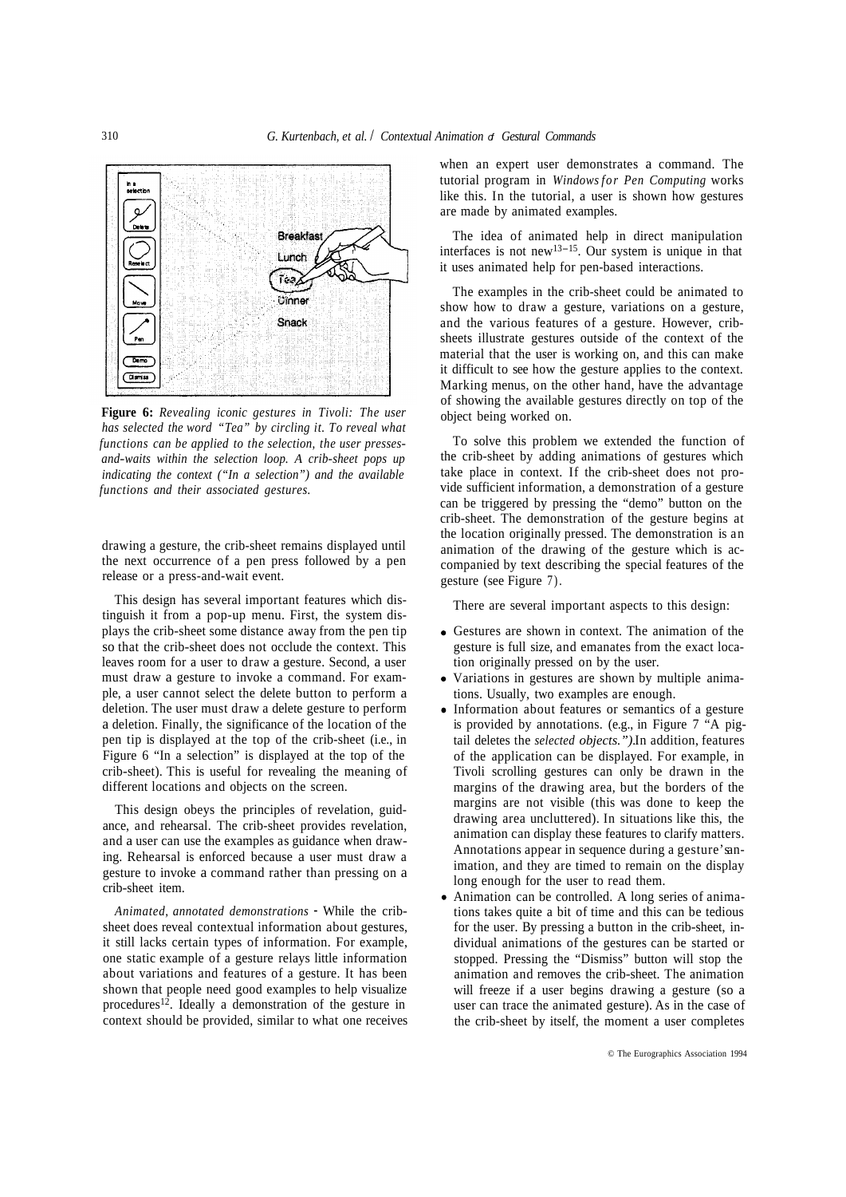**Figure 6:** *Revealing iconic gestures in Tivoli: The user has selected the word "Tea" by circling it. To reveal what functions can be applied to the selection, the user presses-and-waits within the selection loop. A crib-sheet pops up indicating the context ("In a selection") and the available functions and their associated gestures.*

drawing a gesture, the crib-sheet remains displayed until the next occurrence of a pen press followed by a pen release or a press-and-wait event.

This design has several important features which distinguish it from a pop-up menu. First, the system displays the crib-sheet some distance away from the pen tip so that the crib-sheet does not occlude the context. This leaves room for a user to draw a gesture. Second, a user must draw a gesture to invoke a command. For example, a user cannot select the delete button to perform a deletion. The user must draw a delete gesture to perform a deletion. Finally, the significance of the location of the pen tip is displayed at the top of the crib-sheet (i.e., in Figure 6 "In a selection" is displayed at the top of the crib-sheet). This is useful for revealing the meaning of different locations and objects on the screen.

This design obeys the principles of revelation, guidance, and rehearsal. The crib-sheet provides revelation, and a user can use the examples as guidance when drawing. Rehearsal is enforced because a user must draw a gesture to invoke a command rather than pressing on a crib-sheet item.

*Animated, annotated demonstrations* - While the crib-sheet does reveal contextual information about gestures, it still lacks certain types of information. For example, one static example of a gesture relays little information about variations and features of a gesture. It has been shown that people need good examples to help visualize procedures[12]. Ideally a demonstration of the gesture in context should be provided, similar to what one receives when an expert user demonstrates a command. The tutorial program in *Windows for Pen Computing* works like this. In the tutorial, a user is shown how gestures are made by animated examples.

The idea of animated help in direct manipulation interfaces is not new[13-15]. Our system is unique in that it uses animated help for pen-based interactions.

The examples in the crib-sheet could be animated to show how to draw a gesture, variations on a gesture, and the various features of a gesture. However, crib-sheets illustrate gestures outside of the context of the material that the user is working on, and this can make it difficult to see how the gesture applies to the context. Marking menus, on the other hand, have the advantage of showing the available gestures directly on top of the object being worked on.

To solve this problem we extended the function of the crib-sheet by adding animations of gestures which take place in context. If the crib-sheet does not provide sufficient information, a demonstration of a gesture can be triggered by pressing the "demo" button on the crib-sheet. The demonstration of the gesture begins at the location originally pressed. The demonstration is an animation of the drawing of the gesture which is accompanied by text describing the special features of the gesture (see Figure 7).

There are several important aspects to this design:

- Gestures are shown in context. The animation of the gesture is full size, and emanates from the exact location originally pressed on by the user.
- Variations in gestures are shown by multiple animations. Usually, two examples are enough.
- Information about features or semantics of a gesture is provided by annotations. (e.g., in Figure 7 "A pigtail deletes the *selected objects.")*.In addition, features of the application can be displayed. For example, in Tivoli scrolling gestures can only be drawn in the margins of the drawing area, but the borders of the margins are not visible (this was done to keep the drawing area uncluttered). In situations like this, the animation can display these features to clarify matters. Annotations appear in sequence during a gesture's animation, and they are timed to remain on the display long enough for the user to read them.
- Animation can be controlled. A long series of animations takes quite a bit of time and this can be tedious for the user. By pressing a button in the crib-sheet, individual animations of the gestures can be started or stopped. Pressing the "Dismiss" button will stop the animation and removes the crib-sheet. The animation will freeze if a user begins drawing a gesture (so a user can trace the animated gesture). As in the case of the crib-sheet by itself, the moment a user completes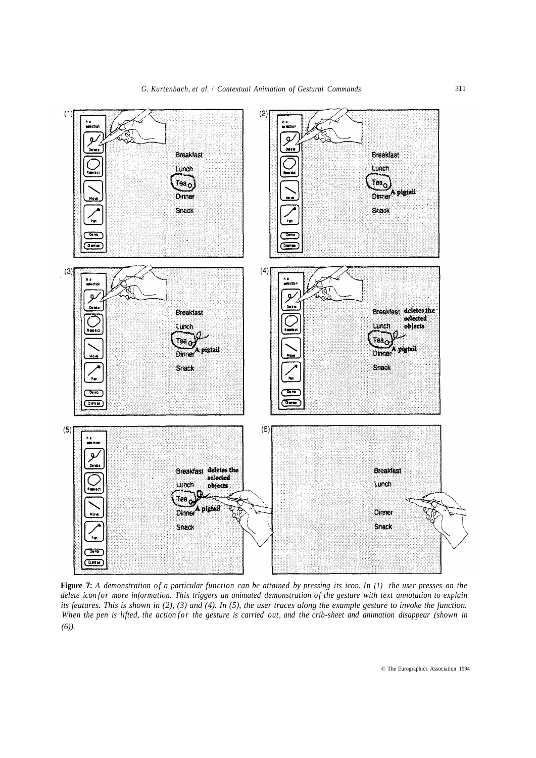**Figure 7:** *A demonstration of a particular function can be attained by pressing its icon. In (1) the user presses on the delete icon for more information. This triggers an animated demonstration of the gesture with text annotation to explain its features. This is shown in (2), (3) and (4). In (5), the user traces along the example gesture to invoke the function. When the pen is lifted, the action for the gesture is carried out, and the crib-sheet and animation disappear (shown in (6)).*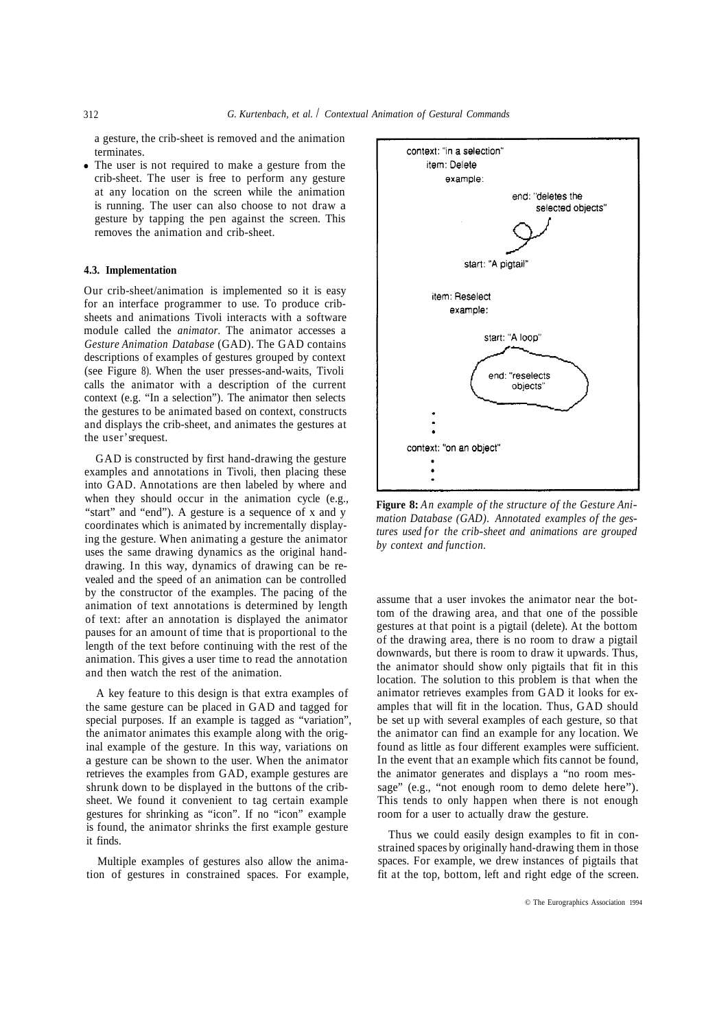- a gesture, the crib-sheet is removed and the animation terminates.
- The user is not required to make a gesture from the crib-sheet. The user is free to perform any gesture at any location on the screen while the animation is running. The user can also choose to not draw a gesture by tapping the pen against the screen. This removes the animation and crib-sheet.

### 4.3. Implementation

Our crib-sheet/animation is implemented so it is easy for an interface programmer to use. To produce crib-sheets and animations Tivoli interacts with a software module called the *animator*. The animator accesses a *Gesture Animation Database* (GAD). The GAD contains descriptions of examples of gestures grouped by context (see Figure 8). When the user presses-and-waits, Tivoli calls the animator with a description of the current context (e.g. "In a selection"). The animator then selects the gestures to be animated based on context, constructs and displays the crib-sheet, and animates the gestures at the user's request.

GAD is constructed by first hand-drawing the gesture examples and annotations in Tivoli, then placing these into GAD. Annotations are then labeled by where and when they should occur in the animation cycle (e.g., "start" and "end"). A gesture is a sequence of x and y coordinates which is animated by incrementally displaying the gesture. When animating a gesture the animator uses the same drawing dynamics as the original hand-drawing. In this way, dynamics of drawing can be revealed and the speed of an animation can be controlled by the constructor of the examples. The pacing of the animation of text annotations is determined by length of text: after an annotation is displayed the animator pauses for an amount of time that is proportional to the length of the text before continuing with the rest of the animation. This gives a user time to read the annotation and then watch the rest of the animation.

A key feature to this design is that extra examples of the same gesture can be placed in GAD and tagged for special purposes. If an example is tagged as "variation", the animator animates this example along with the original example of the gesture. In this way, variations on a gesture can be shown to the user. When the animator retrieves the examples from GAD, example gestures are shrunk down to be displayed in the buttons of the crib-sheet. We found it convenient to tag certain example gestures for shrinking as "icon". If no "icon" example is found, the animator shrinks the first example gesture it finds.

Multiple examples of gestures also allow the animation of gestures in constrained spaces. For example, assume that a user invokes the animator near the bottom of the drawing area, and that one of the possible gestures at that point is a pigtail (delete). At the bottom of the drawing area, there is no room to draw a pigtail downwards, but there is room to draw it upwards. Thus, the animator should show only pigtails that fit in this location. The solution to this problem is that when the animator retrieves examples from GAD it looks for examples that will fit in the location. Thus, GAD should be set up with several examples of each gesture, so that the animator can find an example for any location. We found as little as four different examples were sufficient. In the event that an example which fits cannot be found, the animator generates and displays a "no room message" (e.g., "not enough room to demo delete here"). This tends to only happen when there is not enough room for a user to actually draw the gesture.

Thus we could easily design examples to fit in constrained spaces by originally hand-drawing them in those spaces. For example, we drew instances of pigtails that fit at the top, bottom, left and right edge of the screen.

context: "in a selection"
item: Delete
example:
end: "deletes the selected objects"
start: "A pigtail"
item: Reselect
example:
start: "A loop"
end: "reselects objects"
context: "on an object"

**Figure 8:** *An example of the structure of the Gesture Animation Database (GAD). Annotated examples of the gestures used for the crib-sheet and animations are grouped by context and function.*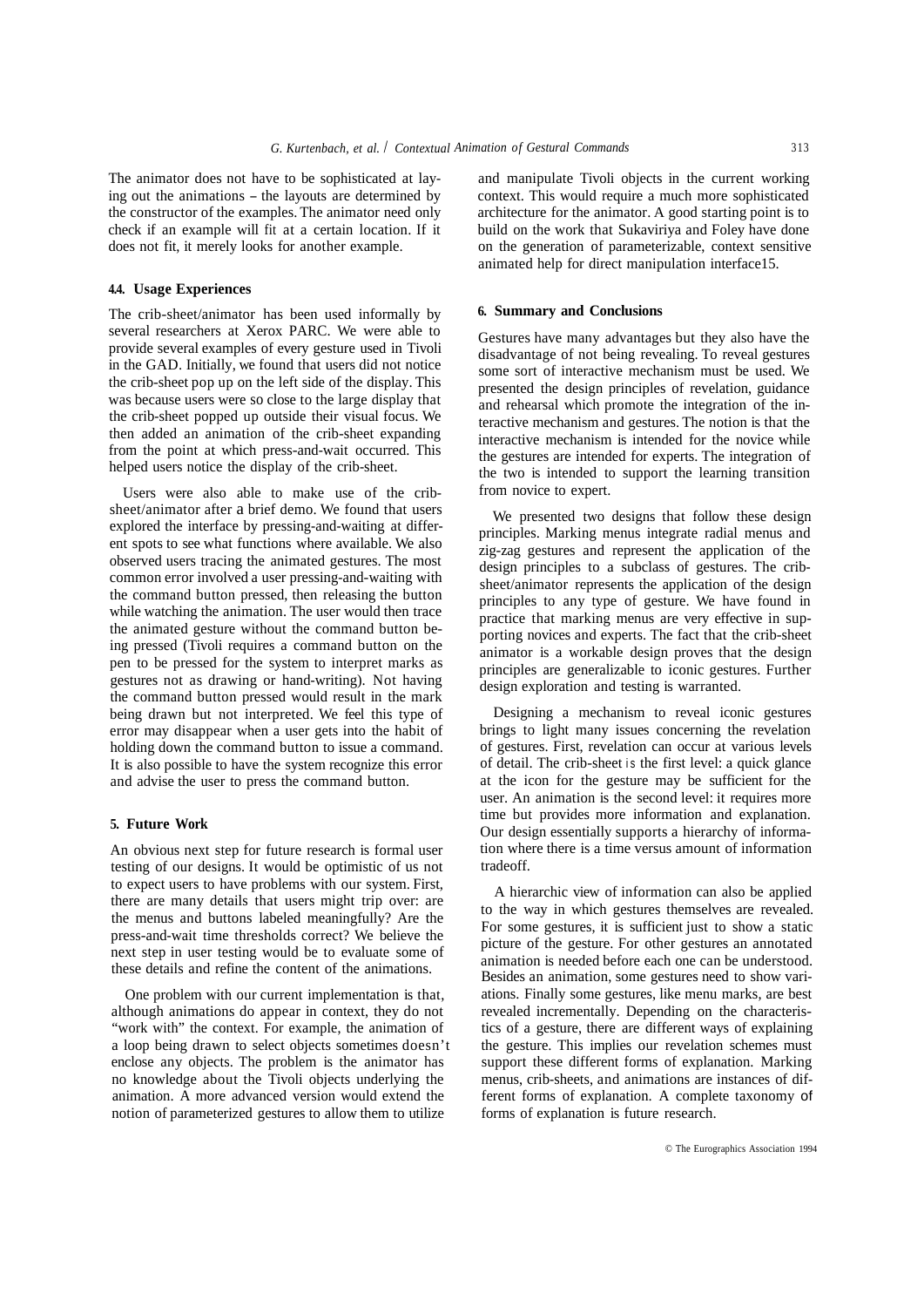The animator does not have to be sophisticated at laying out the animations – the layouts are determined by the constructor of the examples. The animator need only check if an example will fit at a certain location. If it does not fit, it merely looks for another example.

### 4.4. Usage Experiences

The crib-sheet/animator has been used informally by several researchers at Xerox PARC. We were able to provide several examples of every gesture used in Tivoli in the GAD. Initially, we found that users did not notice the crib-sheet pop up on the left side of the display. This was because users were so close to the large display that the crib-sheet popped up outside their visual focus. We then added an animation of the crib-sheet expanding from the point at which press-and-wait occurred. This helped users notice the display of the crib-sheet.

Users were also able to make use of the crib-sheet/animator after a brief demo. We found that users explored the interface by pressing-and-waiting at different spots to see what functions where available. We also observed users tracing the animated gestures. The most common error involved a user pressing-and-waiting with the command button pressed, then releasing the button while watching the animation. The user would then trace the animated gesture without the command button being pressed (Tivoli requires a command button on the pen to be pressed for the system to interpret marks as gestures not as drawing or hand-writing). Not having the command button pressed would result in the mark being drawn but not interpreted. We feel this type of error may disappear when a user gets into the habit of holding down the command button to issue a command. It is also possible to have the system recognize this error and advise the user to press the command button.

## 5. Future Work

An obvious next step for future research is formal user testing of our designs. It would be optimistic of us not to expect users to have problems with our system. First, there are many details that users might trip over: are the menus and buttons labeled meaningfully? Are the press-and-wait time thresholds correct? We believe the next step in user testing would be to evaluate some of these details and refine the content of the animations.

One problem with our current implementation is that, although animations do appear in context, they do not "work with" the context. For example, the animation of a loop being drawn to select objects sometimes doesn't enclose any objects. The problem is the animator has no knowledge about the Tivoli objects underlying the animation. A more advanced version would extend the notion of parameterized gestures to allow them to utilize and manipulate Tivoli objects in the current working context. This would require a much more sophisticated architecture for the animator. A good starting point is to build on the work that Sukaviriya and Foley have done on the generation of parameterizable, context sensitive animated help for direct manipulation interface[15].

## 6. Summary and Conclusions

Gestures have many advantages but they also have the disadvantage of not being revealing. To reveal gestures some sort of interactive mechanism must be used. We presented the design principles of revelation, guidance and rehearsal which promote the integration of the interactive mechanism and gestures. The notion is that the interactive mechanism is intended for the novice while the gestures are intended for experts. The integration of the two is intended to support the learning transition from novice to expert.

We presented two designs that follow these design principles. Marking menus integrate radial menus and zig-zag gestures and represent the application of the design principles to a subclass of gestures. The crib-sheet/animator represents the application of the design principles to any type of gesture. We have found in practice that marking menus are very effective in supporting novices and experts. The fact that the crib-sheet animator is a workable design proves that the design principles are generalizable to iconic gestures. Further design exploration and testing is warranted.

Designing a mechanism to reveal iconic gestures brings to light many issues concerning the revelation of gestures. First, revelation can occur at various levels of detail. The crib-sheet is the first level: a quick glance at the icon for the gesture may be sufficient for the user. An animation is the second level: it requires more time but provides more information and explanation. Our design essentially supports a hierarchy of information where there is a time versus amount of information tradeoff.

A hierarchic view of information can also be applied to the way in which gestures themselves are revealed. For some gestures, it is sufficient just to show a static picture of the gesture. For other gestures an annotated animation is needed before each one can be understood. Besides an animation, some gestures need to show variations. Finally some gestures, like menu marks, are best revealed incrementally. Depending on the characteristics of a gesture, there are different ways of explaining the gesture. This implies our revelation schemes must support these different forms of explanation. Marking menus, crib-sheets, and animations are instances of different forms of explanation. A complete taxonomy of forms of explanation is future research.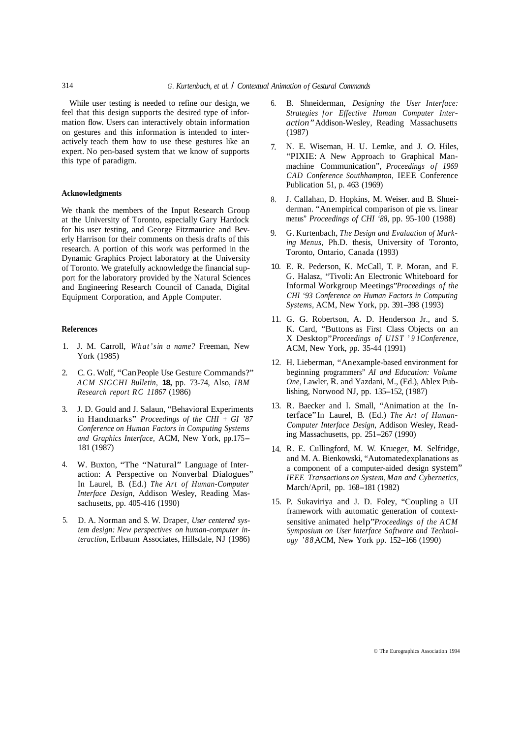While user testing is needed to refine our design, we feel that this design supports the desired type of information flow. Users can interactively obtain information on gestures and this information is intended to interactively teach them how to use these gestures like an expert. No pen-based system that we know of supports this type of paradigm.

### Acknowledgments

We thank the members of the Input Research Group at the University of Toronto, especially Gary Hardock for his user testing, and George Fitzmaurice and Beverly Harrison for their comments on thesis drafts of this research. A portion of this work was performed in the Dynamic Graphics Project laboratory at the University of Toronto. We gratefully acknowledge the financial support for the laboratory provided by the Natural Sciences and Engineering Research Council of Canada, Digital Equipment Corporation, and Apple Computer.

### References

1. J. M. Carroll, *What's in a name?* Freeman, New York (1985)
2. C. G. Wolf, "Can People Use Gesture Commands?" *ACM SIGCHI Bulletin*, **18,** pp. 73-74, Also, *IBM Research report RC 11867* (1986)
3. J. D. Gould and J. Salaun, "Behavioral Experiments in Handmarks" *Proceedings of the CHI + GI '87 Conference on Human Factors in Computing Systems and Graphics Interface*, ACM, New York, pp.175–181 (1987)
4. W. Buxton, "The "Natural" Language of Interaction: A Perspective on Nonverbal Dialogues" In Laurel, B. (Ed.) *The Art of Human-Computer Interface Design*, Addison Wesley, Reading Massachusetts, pp. 405-416 (1990)
5. D. A. Norman and S. W. Draper, *User centered system design: New perspectives on human-computer interaction*, Erlbaum Associates, Hillsdale, NJ (1986)
6. B. Shneiderman, *Designing the User Interface: Strategies for Effective Human Computer Interaction"* Addison-Wesley, Reading Massachusetts (1987)
7. N. E. Wiseman, H. U. Lemke, and J. O. Hiles, "PIXIE: A New Approach to Graphical Man-machine Communication", *Proceedings of 1969 CAD Conference Southhampton*, IEEE Conference Publication 51, p. 463 (1969)
8. J. Callahan, D. Hopkins, M. Weiser. and B. Shneiderman. "An empirical comparison of pie vs. linear menus" *Proceedings of CHI '88*, pp. 95-100 (1988)
9. G. Kurtenbach, *The Design and Evaluation of Marking Menus*, Ph.D. thesis, University of Toronto, Toronto, Ontario, Canada (1993)
10. E. R. Pederson, K. McCall, T. P. Moran, and F. G. Halasz, "Tivoli: An Electronic Whiteboard for Informal Workgroup Meetings" *Proceedings of the CHI '93 Conference on Human Factors in Computing Systems*, ACM, New York, pp. 391–398 (1993)
11. G. G. Robertson, A. D. Henderson Jr., and S. K. Card, "Buttons as First Class Objects on an X Desktop" *Proceedings of UIST '91 Conference*, ACM, New York, pp. 35-44 (1991)
12. H. Lieberman, "An example-based environment for beginning programmers" *AI and Education: Volume One*, Lawler, R. and Yazdani, M., (Ed.), Ablex Publishing, Norwood NJ, pp. 135–152, (1987)
13. R. Baecker and I. Small, "Animation at the Interface" In Laurel, B. (Ed.) *The Art of Human-Computer Interface Design*, Addison Wesley, Reading Massachusetts, pp. 251–267 (1990)
14. R. E. Cullingford, M. W. Krueger, M. Selfridge, and M. A. Bienkowski, "Automated explanations as a component of a computer-aided design system" *IEEE Transactions on System, Man and Cybernetics*, March/April, pp. 168–181 (1982)
15. P. Sukaviriya and J. D. Foley, "Coupling a UI framework with automatic generation of context-sensitive animated help" *Proceedings of the ACM Symposium on User Interface Software and Technology '88*, ACM, New York pp. 152–166 (1990)

© The Eurographics Association 1994